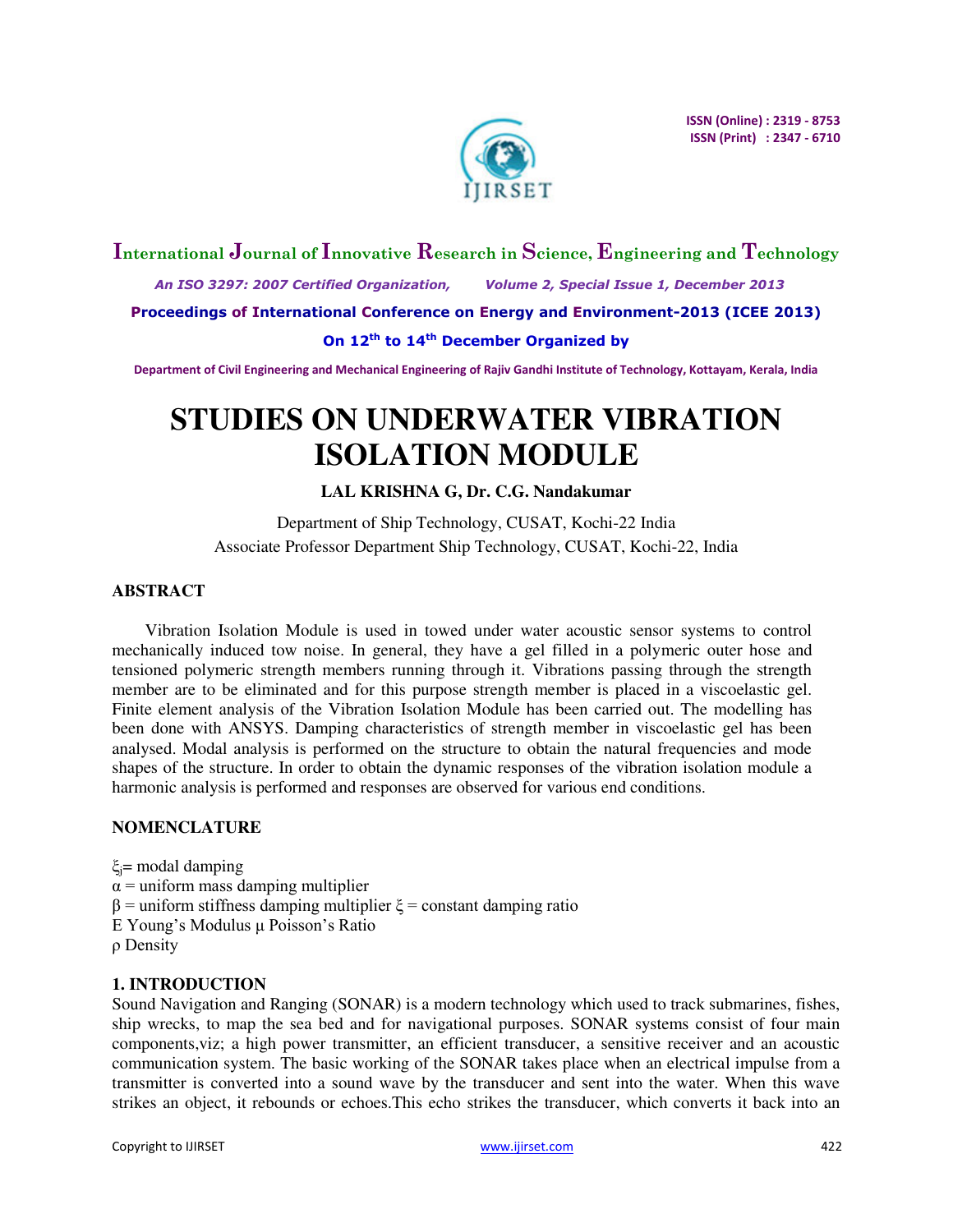# STUDIES ON UNDERWATER VIBRATION ISOLATION MODULE

**LAL KRISHNA G, Dr. C.G. Nandakumar**

Department of Ship Technology, CUSAT, Kochi-22 India
Associate Professor Department Ship Technology, CUSAT, Kochi-22, India

## ABSTRACT

Vibration Isolation Module is used in towed under water acoustic sensor systems to control mechanically induced tow noise. In general, they have a gel filled in a polymeric outer hose and tensioned polymeric strength members running through it. Vibrations passing through the strength member are to be eliminated and for this purpose strength member is placed in a viscoelastic gel. Finite element analysis of the Vibration Isolation Module has been carried out. The modelling has been done with ANSYS. Damping characteristics of strength member in viscoelastic gel has been analysed. Modal analysis is performed on the structure to obtain the natural frequencies and mode shapes of the structure. In order to obtain the dynamic responses of the vibration isolation module a harmonic analysis is performed and responses are observed for various end conditions.

## NOMENCLATURE

$\xi_j$= modal damping
$\alpha$ = uniform mass damping multiplier
$\beta$ = uniform stiffness damping multiplier $\xi$ = constant damping ratio
E Young's Modulus $\mu$ Poisson's Ratio
$\rho$ Density

## 1. INTRODUCTION

Sound Navigation and Ranging (SONAR) is a modern technology which used to track submarines, fishes, ship wrecks, to map the sea bed and for navigational purposes. SONAR systems consist of four main components,viz; a high power transmitter, an efficient transducer, a sensitive receiver and an acoustic communication system. The basic working of the SONAR takes place when an electrical impulse from a transmitter is converted into a sound wave by the transducer and sent into the water. When this wave strikes an object, it rebounds or echoes.This echo strikes the transducer, which converts it back into an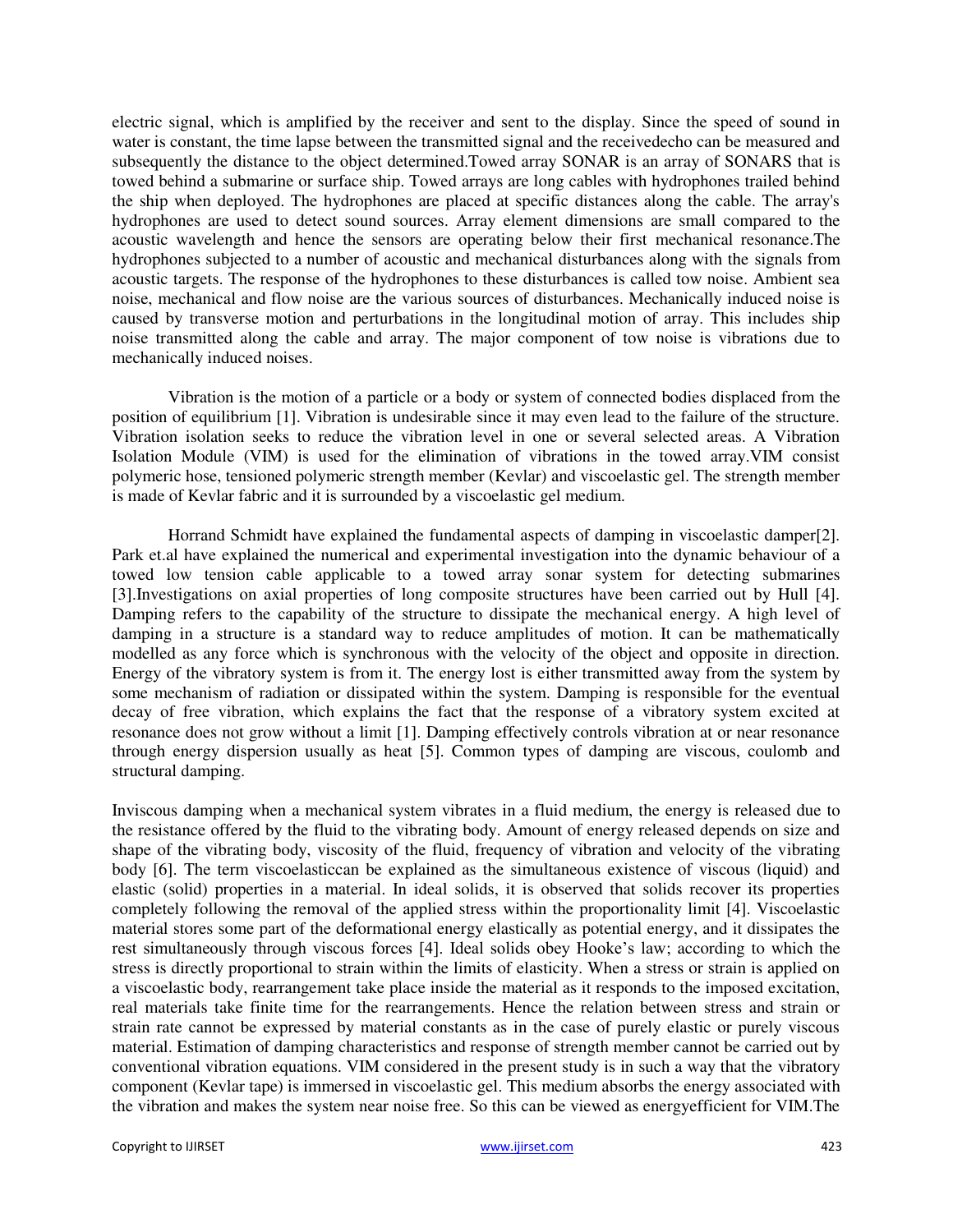electric signal, which is amplified by the receiver and sent to the display. Since the speed of sound in water is constant, the time lapse between the transmitted signal and the receivedecho can be measured and subsequently the distance to the object determined.Towed array SONAR is an array of SONARS that is towed behind a submarine or surface ship. Towed arrays are long cables with hydrophones trailed behind the ship when deployed. The hydrophones are placed at specific distances along the cable. The array's hydrophones are used to detect sound sources. Array element dimensions are small compared to the acoustic wavelength and hence the sensors are operating below their first mechanical resonance.The hydrophones subjected to a number of acoustic and mechanical disturbances along with the signals from acoustic targets. The response of the hydrophones to these disturbances is called tow noise. Ambient sea noise, mechanical and flow noise are the various sources of disturbances. Mechanically induced noise is caused by transverse motion and perturbations in the longitudinal motion of array. This includes ship noise transmitted along the cable and array. The major component of tow noise is vibrations due to mechanically induced noises.

Vibration is the motion of a particle or a body or system of connected bodies displaced from the position of equilibrium [1]. Vibration is undesirable since it may even lead to the failure of the structure. Vibration isolation seeks to reduce the vibration level in one or several selected areas. A Vibration Isolation Module (VIM) is used for the elimination of vibrations in the towed array.VIM consist polymeric hose, tensioned polymeric strength member (Kevlar) and viscoelastic gel. The strength member is made of Kevlar fabric and it is surrounded by a viscoelastic gel medium.

Horrand Schmidt have explained the fundamental aspects of damping in viscoelastic damper[2]. Park et.al have explained the numerical and experimental investigation into the dynamic behaviour of a towed low tension cable applicable to a towed array sonar system for detecting submarines [3].Investigations on axial properties of long composite structures have been carried out by Hull [4]. Damping refers to the capability of the structure to dissipate the mechanical energy. A high level of damping in a structure is a standard way to reduce amplitudes of motion. It can be mathematically modelled as any force which is synchronous with the velocity of the object and opposite in direction. Energy of the vibratory system is from it. The energy lost is either transmitted away from the system by some mechanism of radiation or dissipated within the system. Damping is responsible for the eventual decay of free vibration, which explains the fact that the response of a vibratory system excited at resonance does not grow without a limit [1]. Damping effectively controls vibration at or near resonance through energy dispersion usually as heat [5]. Common types of damping are viscous, coulomb and structural damping.

Inviscous damping when a mechanical system vibrates in a fluid medium, the energy is released due to the resistance offered by the fluid to the vibrating body. Amount of energy released depends on size and shape of the vibrating body, viscosity of the fluid, frequency of vibration and velocity of the vibrating body [6]. The term viscoelasticcan be explained as the simultaneous existence of viscous (liquid) and elastic (solid) properties in a material. In ideal solids, it is observed that solids recover its properties completely following the removal of the applied stress within the proportionality limit [4]. Viscoelastic material stores some part of the deformational energy elastically as potential energy, and it dissipates the rest simultaneously through viscous forces [4]. Ideal solids obey Hooke's law; according to which the stress is directly proportional to strain within the limits of elasticity. When a stress or strain is applied on a viscoelastic body, rearrangement take place inside the material as it responds to the imposed excitation, real materials take finite time for the rearrangements. Hence the relation between stress and strain or strain rate cannot be expressed by material constants as in the case of purely elastic or purely viscous material. Estimation of damping characteristics and response of strength member cannot be carried out by conventional vibration equations. VIM considered in the present study is in such a way that the vibratory component (Kevlar tape) is immersed in viscoelastic gel. This medium absorbs the energy associated with the vibration and makes the system near noise free. So this can be viewed as energyefficient for VIM.The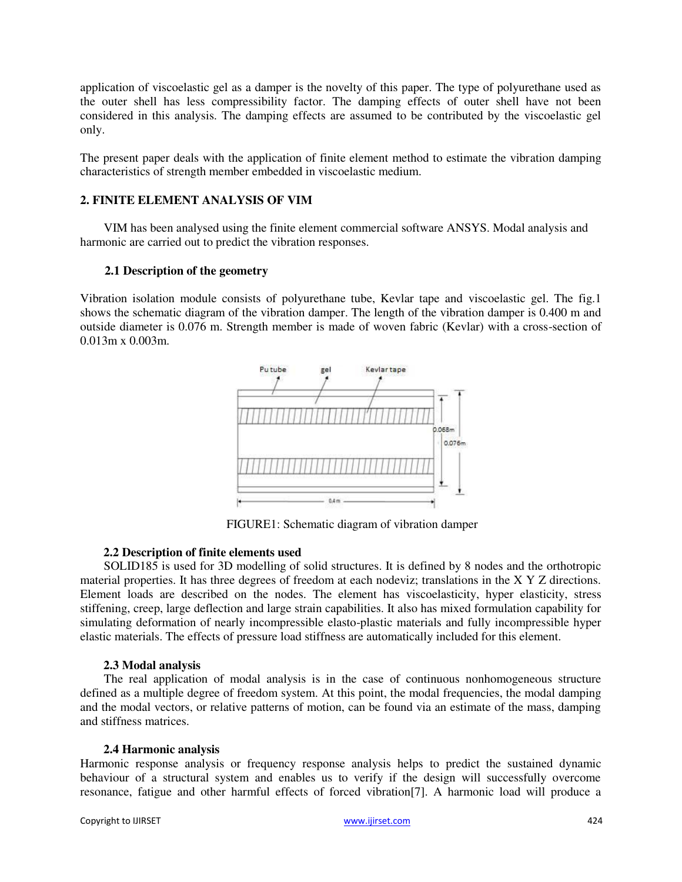application of viscoelastic gel as a damper is the novelty of this paper. The type of polyurethane used as the outer shell has less compressibility factor. The damping effects of outer shell have not been considered in this analysis. The damping effects are assumed to be contributed by the viscoelastic gel only.

The present paper deals with the application of finite element method to estimate the vibration damping characteristics of strength member embedded in viscoelastic medium.

## 2. FINITE ELEMENT ANALYSIS OF VIM

VIM has been analysed using the finite element commercial software ANSYS. Modal analysis and harmonic are carried out to predict the vibration responses.

### 2.1 Description of the geometry

Vibration isolation module consists of polyurethane tube, Kevlar tape and viscoelastic gel. The fig.1 shows the schematic diagram of the vibration damper. The length of the vibration damper is 0.400 m and outside diameter is 0.076 m. Strength member is made of woven fabric (Kevlar) with a cross-section of 0.013m x 0.003m.

FIGURE1: Schematic diagram of vibration damper

### 2.2 Description of finite elements used

SOLID185 is used for 3D modelling of solid structures. It is defined by 8 nodes and the orthotropic material properties. It has three degrees of freedom at each nodeviz; translations in the X Y Z directions. Element loads are described on the nodes. The element has viscoelasticity, hyper elasticity, stress stiffening, creep, large deflection and large strain capabilities. It also has mixed formulation capability for simulating deformation of nearly incompressible elasto-plastic materials and fully incompressible hyper elastic materials. The effects of pressure load stiffness are automatically included for this element.

### 2.3 Modal analysis

The real application of modal analysis is in the case of continuous nonhomogeneous structure defined as a multiple degree of freedom system. At this point, the modal frequencies, the modal damping and the modal vectors, or relative patterns of motion, can be found via an estimate of the mass, damping and stiffness matrices.

### 2.4 Harmonic analysis

Harmonic response analysis or frequency response analysis helps to predict the sustained dynamic behaviour of a structural system and enables us to verify if the design will successfully overcome resonance, fatigue and other harmful effects of forced vibration[7]. A harmonic load will produce a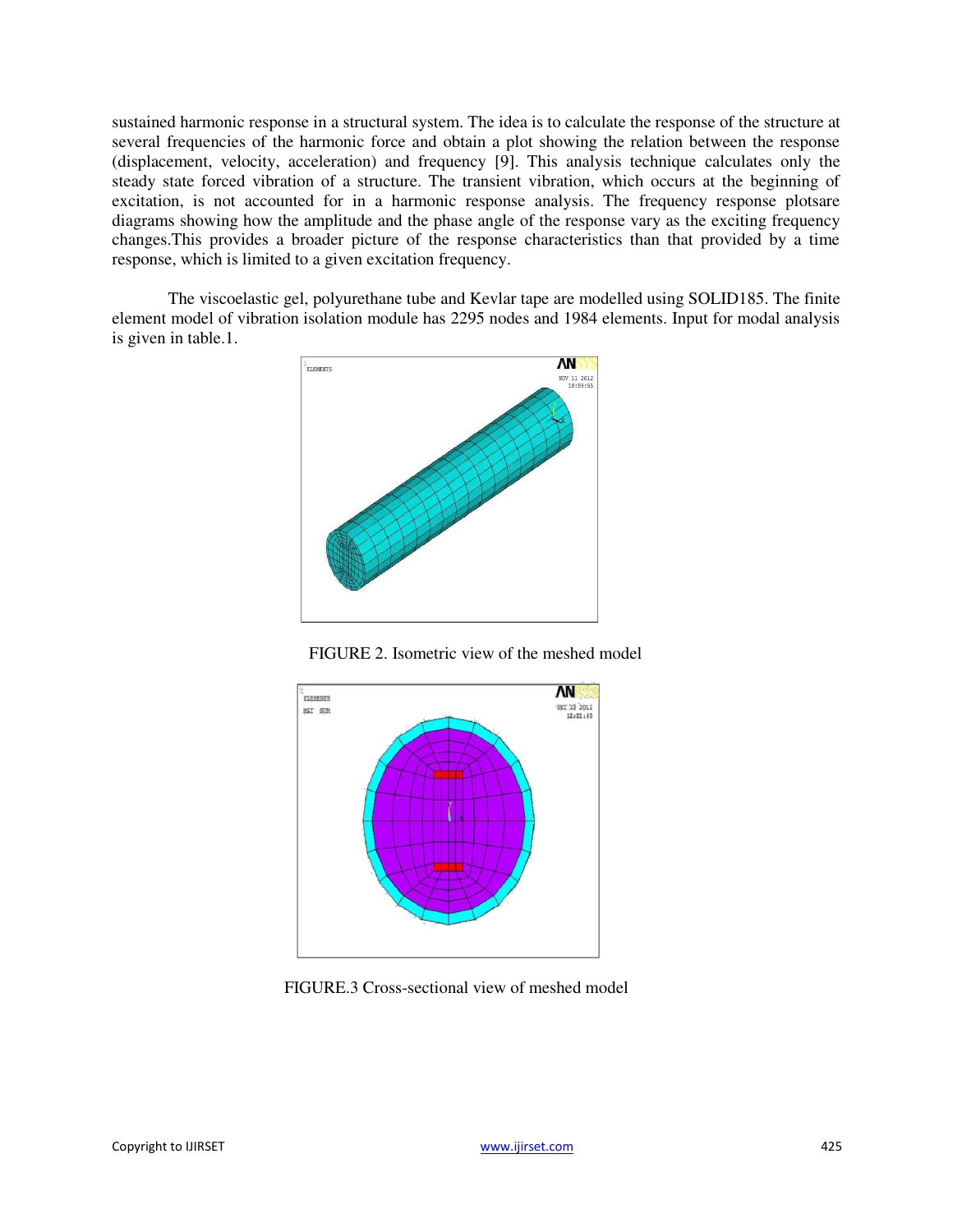sustained harmonic response in a structural system. The idea is to calculate the response of the structure at several frequencies of the harmonic force and obtain a plot showing the relation between the response (displacement, velocity, acceleration) and frequency [9]. This analysis technique calculates only the steady state forced vibration of a structure. The transient vibration, which occurs at the beginning of excitation, is not accounted for in a harmonic response analysis. The frequency response plotsare diagrams showing how the amplitude and the phase angle of the response vary as the exciting frequency changes.This provides a broader picture of the response characteristics than that provided by a time response, which is limited to a given excitation frequency.

The viscoelastic gel, polyurethane tube and Kevlar tape are modelled using SOLID185. The finite element model of vibration isolation module has 2295 nodes and 1984 elements. Input for modal analysis is given in table.1.

FIGURE 2. Isometric view of the meshed model

FIGURE.3 Cross-sectional view of meshed model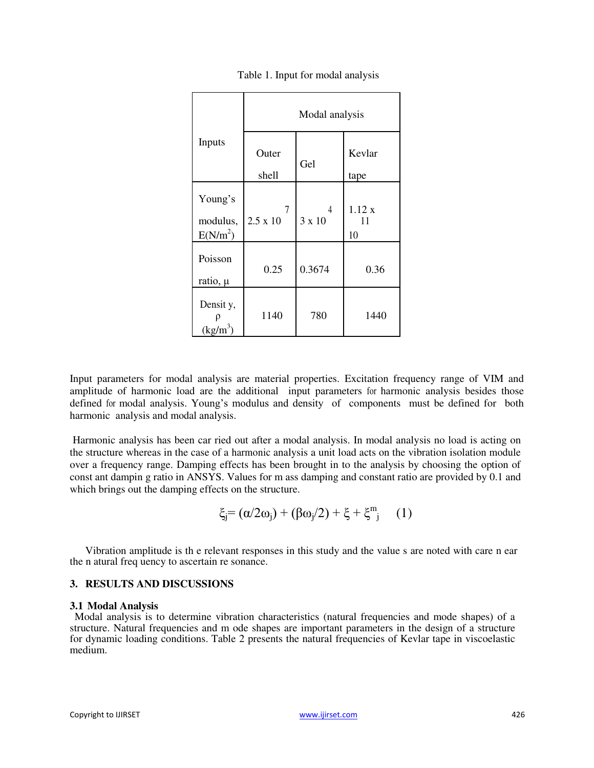Table 1. Input for modal analysis

| Inputs | Modal analysis | | |
|---|---|---|---|
| | Outer shell | Gel | Kevlar tape |
| Young's modulus, $E(N/m^2)$ | $2.5 \times 10^7$ | $3 \times 10^4$ | $1.12 \times 10^{11}$ |
| Poisson ratio, μ | 0.25 | 0.3674 | 0.36 |
| Densit y, ρ $(kg/m^3)$ | 1140 | 780 | 1440 |

Input parameters for modal analysis are material properties. Excitation frequency range of VIM and amplitude of harmonic load are the additional input parameters for harmonic analysis besides those defined for modal analysis. Young's modulus and density of components must be defined for both harmonic analysis and modal analysis.

Harmonic analysis has been car ried out after a modal analysis. In modal analysis no load is acting on the structure whereas in the case of a harmonic analysis a unit load acts on the vibration isolation module over a frequency range. Damping effects has been brought in to the analysis by choosing the option of const ant dampin g ratio in ANSYS. Values for m ass damping and constant ratio are provided by 0.1 and which brings out the damping effects on the structure.

$$\xi_j = (\alpha/2\omega_j) + (\beta\omega_j/2) + \xi + \xi^m_j \quad (1)$$

Vibration amplitude is th e relevant responses in this study and the value s are noted with care n ear the n atural freq uency to ascertain re sonance.

## 3. RESULTS AND DISCUSSIONS

### 3.1 Modal Analysis

Modal analysis is to determine vibration characteristics (natural frequencies and mode shapes) of a structure. Natural frequencies and m ode shapes are important parameters in the design of a structure for dynamic loading conditions. Table 2 presents the natural frequencies of Kevlar tape in viscoelastic medium.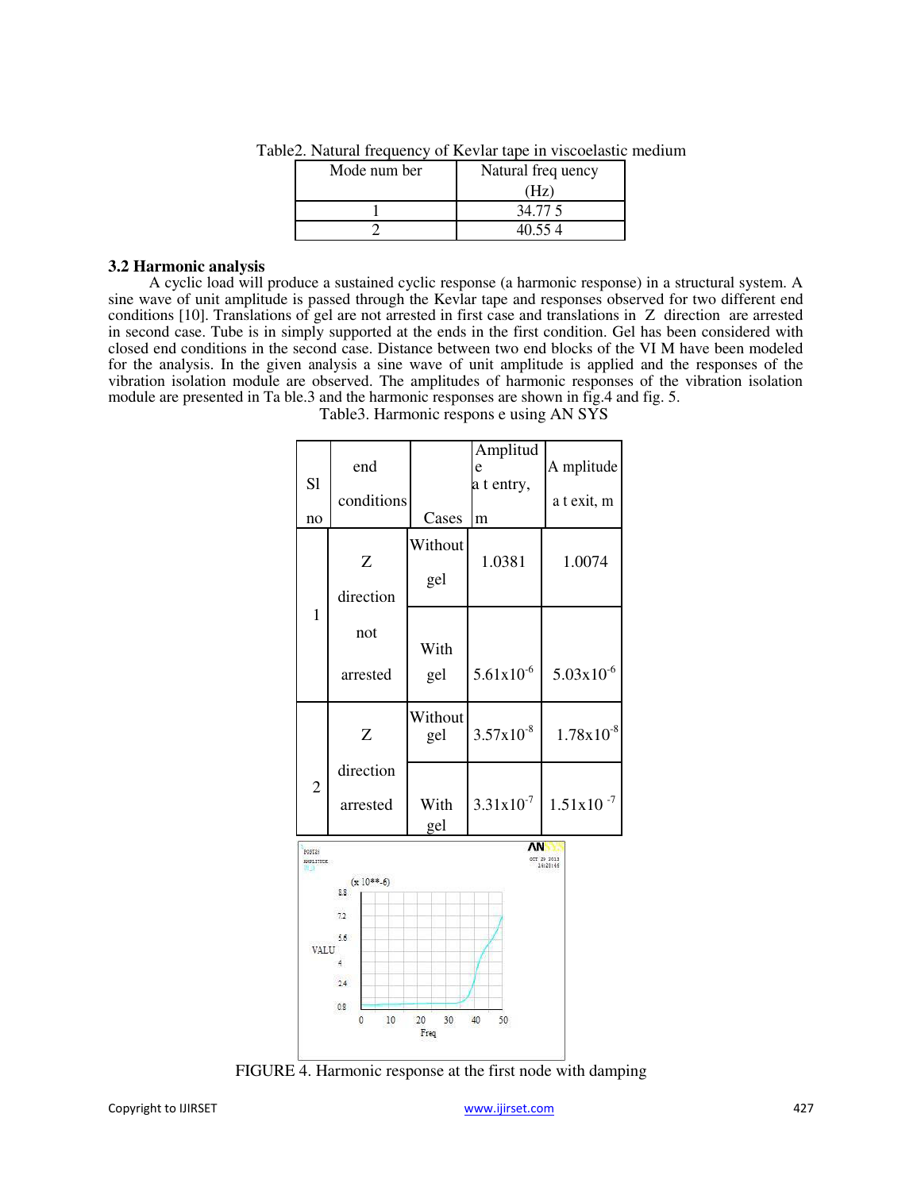Table2. Natural frequency of Kevlar tape in viscoelastic medium

| Mode number | Natural frequency (Hz) |
|---|---|
| 1 | 34.775 |
| 2 | 40.554 |

### 3.2 Harmonic analysis

A cyclic load will produce a sustained cyclic response (a harmonic response) in a structural system. A sine wave of unit amplitude is passed through the Kevlar tape and responses observed for two different end conditions [10]. Translations of gel are not arrested in first case and translations in Z direction are arrested in second case. Tube is in simply supported at the ends in the first condition. Gel has been considered with closed end conditions in the second case. Distance between two end blocks of the VIM have been modeled for the analysis. In the given analysis a sine wave of unit amplitude is applied and the responses of the vibration isolation module are observed. The amplitudes of harmonic responses of the vibration isolation module are presented in Table.3 and the harmonic responses are shown in fig.4 and fig. 5.

Table3. Harmonic response using ANSYS

| Sl no | end conditions | Cases | Amplitude at entry, m | Amplitude at exit, m |
|---|---|---|---|---|
| 1 | Z direction not arrested | Without gel | 1.0381 | 1.0074 |
| | | With gel | $5.61x10^{-6}$ | $5.03x10^{-6}$ |
| 2 | Z direction arrested | Without gel | $3.57x10^{-8}$ | $1.78x10^{-8}$ |
| | | With gel | $3.31x10^{-7}$ | $1.51x10^{-7}$ |

FIGURE 4. Harmonic response at the first node with damping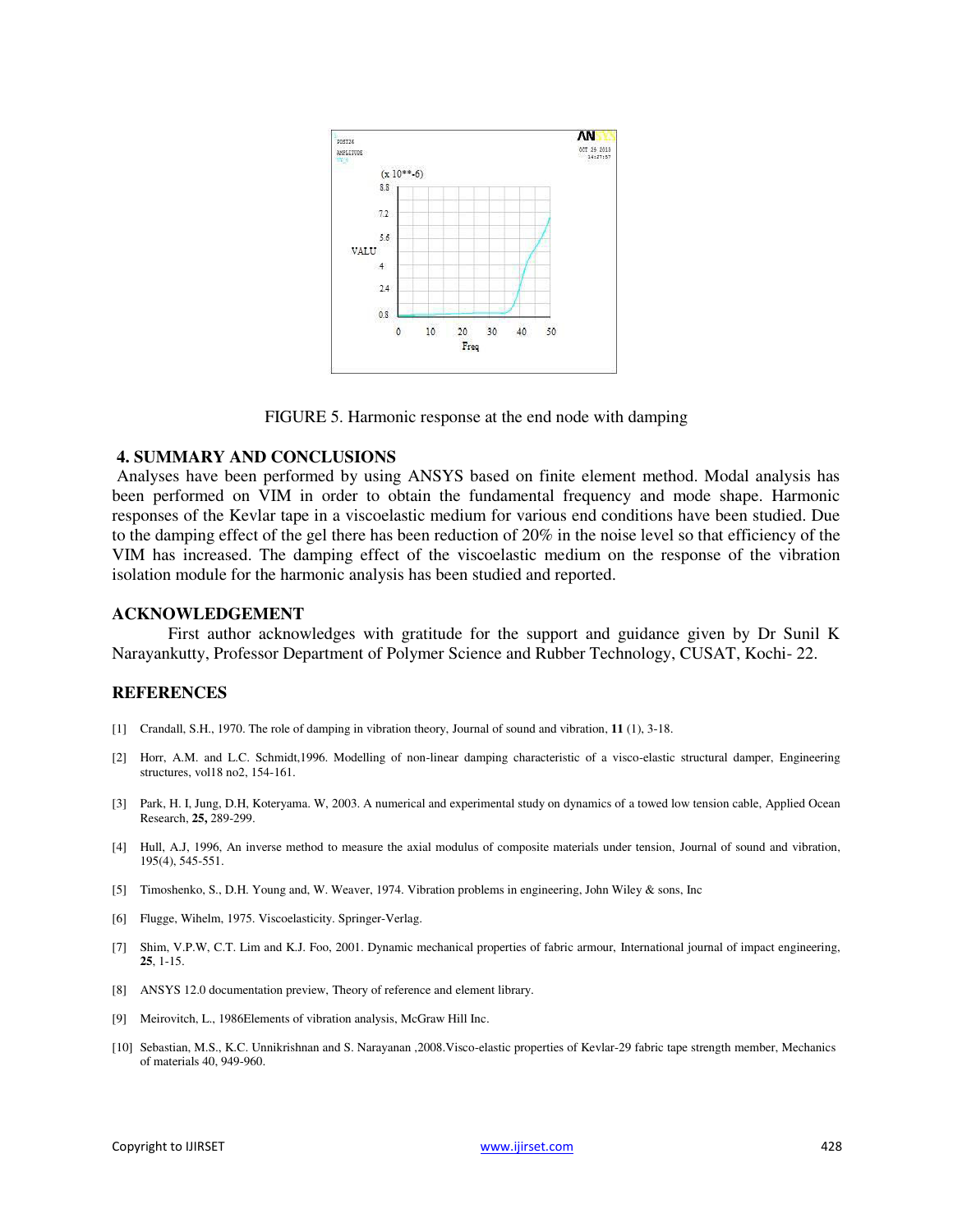POST26
AMPLITUDE

AN
OCT 29 2013

(x 10**-6)
8.8
7.2
5.6
VALU
4
2.4
0.8
0 10 20 30 40 50
Freq

FIGURE 5. Harmonic response at the end node with damping

## 4. SUMMARY AND CONCLUSIONS

Analyses have been performed by using ANSYS based on finite element method. Modal analysis has been performed on VIM in order to obtain the fundamental frequency and mode shape. Harmonic responses of the Kevlar tape in a viscoelastic medium for various end conditions have been studied. Due to the damping effect of the gel there has been reduction of 20% in the noise level so that efficiency of the VIM has increased. The damping effect of the viscoelastic medium on the response of the vibration isolation module for the harmonic analysis has been studied and reported.

## ACKNOWLEDGEMENT

First author acknowledges with gratitude for the support and guidance given by Dr Sunil K Narayankutty, Professor Department of Polymer Science and Rubber Technology, CUSAT, Kochi- 22.

## REFERENCES

[1] Crandall, S.H., 1970. The role of damping in vibration theory, Journal of sound and vibration, **11** (1), 3-18.

[2] Horr, A.M. and L.C. Schmidt,1996. Modelling of non-linear damping characteristic of a visco-elastic structural damper, Engineering structures, vol18 no2, 154-161.

[3] Park, H. I, Jung, D.H, Koteryama. W, 2003. A numerical and experimental study on dynamics of a towed low tension cable, Applied Ocean Research, **25,** 289-299.

[4] Hull, A.J, 1996, An inverse method to measure the axial modulus of composite materials under tension, Journal of sound and vibration, 195(4), 545-551.

[5] Timoshenko, S., D.H. Young and, W. Weaver, 1974. Vibration problems in engineering, John Wiley & sons, Inc

[6] Flugge, Wihelm, 1975. Viscoelasticity. Springer-Verlag.

[7] Shim, V.P.W, C.T. Lim and K.J. Foo, 2001. Dynamic mechanical properties of fabric armour, International journal of impact engineering, **25**, 1-15.

[8] ANSYS 12.0 documentation preview, Theory of reference and element library.

[9] Meirovitch, L., 1986Elements of vibration analysis, McGraw Hill Inc.

[10] Sebastian, M.S., K.C. Unnikrishnan and S. Narayanan ,2008.Visco-elastic properties of Kevlar-29 fabric tape strength member, Mechanics of materials 40, 949-960.